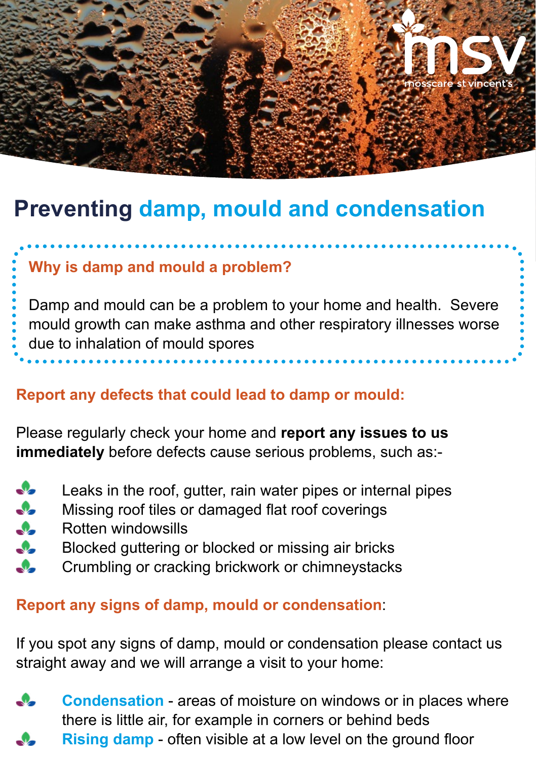msv
mosscare st vincent's

# Preventing damp, mould and condensation

## Why is damp and mould a problem?

Damp and mould can be a problem to your home and health. Severe mould growth can make asthma and other respiratory illnesses worse due to inhalation of mould spores

## Report any defects that could lead to damp or mould:

Please regularly check your home and **report any issues to us immediately** before defects cause serious problems, such as:-

- Leaks in the roof, gutter, rain water pipes or internal pipes
- Missing roof tiles or damaged flat roof coverings
- Rotten windowsills
- Blocked guttering or blocked or missing air bricks
- Crumbling or cracking brickwork or chimneystacks

## Report any signs of damp, mould or condensation:

If you spot any signs of damp, mould or condensation please contact us straight away and we will arrange a visit to your home:

- **Condensation** - areas of moisture on windows or in places where there is little air, for example in corners or behind beds
- **Rising damp** - often visible at a low level on the ground floor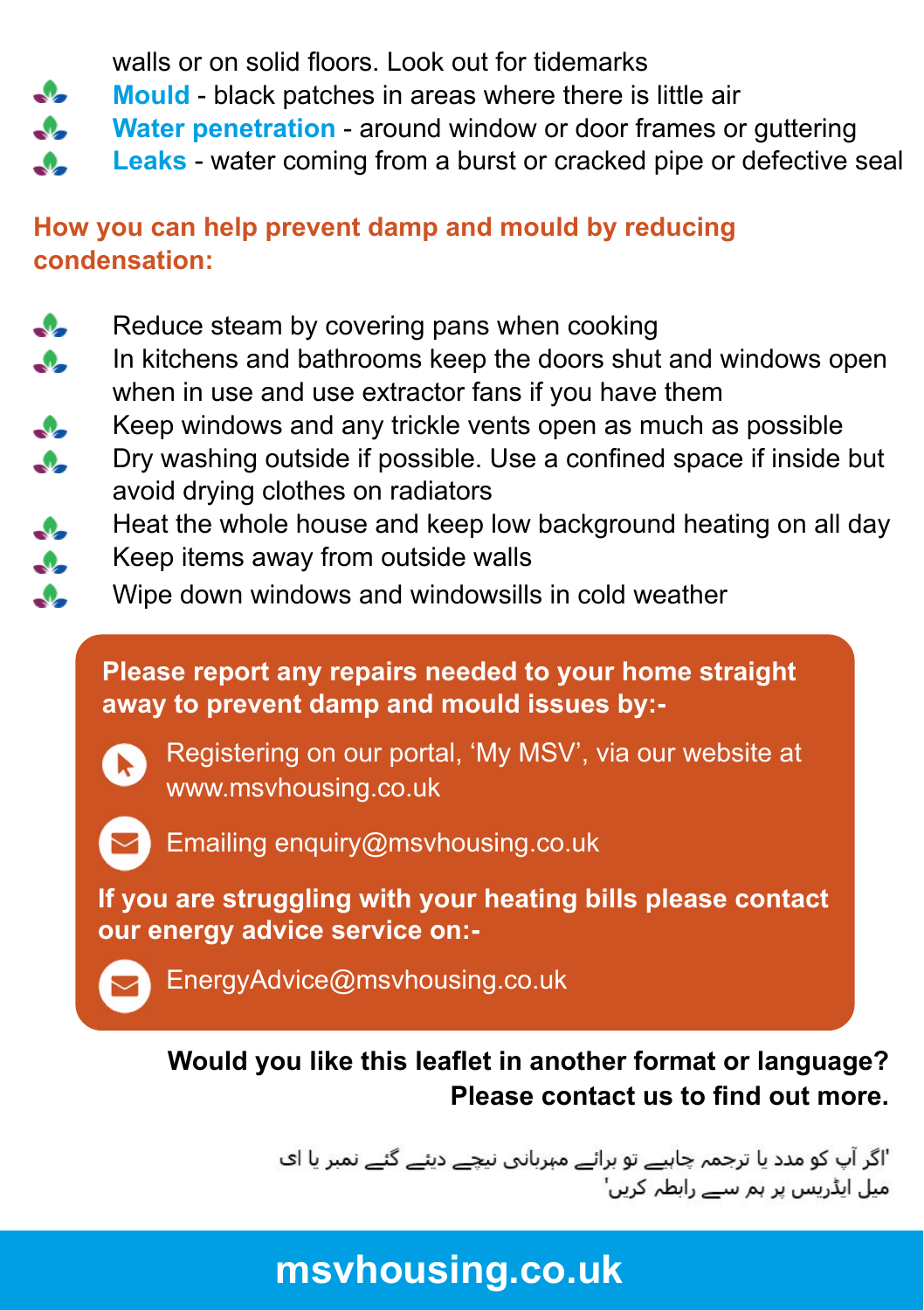walls or on solid floors. Look out for tidemarks

- **Mould** - black patches in areas where there is little air
- **Water penetration** - around window or door frames or guttering
- **Leaks** - water coming from a burst or cracked pipe or defective seal

## How you can help prevent damp and mould by reducing condensation:

- Reduce steam by covering pans when cooking
- In kitchens and bathrooms keep the doors shut and windows open when in use and use extractor fans if you have them
- Keep windows and any trickle vents open as much as possible
- Dry washing outside if possible. Use a confined space if inside but avoid drying clothes on radiators
- Heat the whole house and keep low background heating on all day
- Keep items away from outside walls
- Wipe down windows and windowsills in cold weather

**Please report any repairs needed to your home straight away to prevent damp and mould issues by:-**

- Registering on our portal, 'My MSV', via our website at www.msvhousing.co.uk
- Emailing enquiry@msvhousing.co.uk

**If you are struggling with your heating bills please contact our energy advice service on:-**

- EnergyAdvice@msvhousing.co.uk

**Would you like this leaflet in another format or language? Please contact us to find out more.**

'اگر آپ کو مدد یا ترجمہ چاہیے تو برائے مہربانی نیچے دیئے گئے نمبر یا ای میل ایڈریس پر ہم سے رابطہ کریں'

**msvhousing.co.uk**